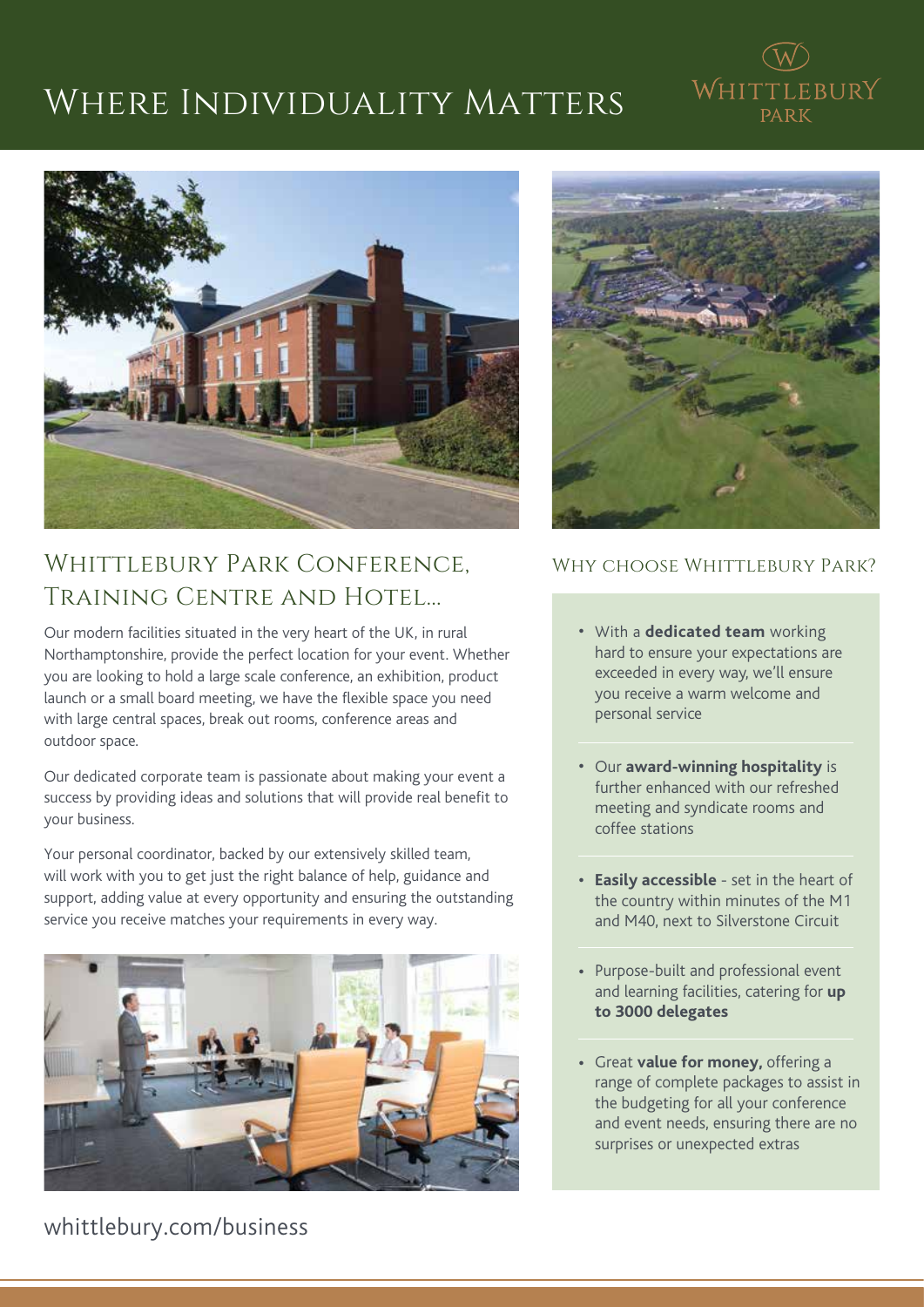# Where Individuality Matters

Whittlebury Park

## Whittlebury Park Conference, Training Centre and Hotel...

Our modern facilities situated in the very heart of the UK, in rural Northamptonshire, provide the perfect location for your event. Whether you are looking to hold a large scale conference, an exhibition, product launch or a small board meeting, we have the flexible space you need with large central spaces, break out rooms, conference areas and outdoor space.

Our dedicated corporate team is passionate about making your event a success by providing ideas and solutions that will provide real benefit to your business.

Your personal coordinator, backed by our extensively skilled team, will work with you to get just the right balance of help, guidance and support, adding value at every opportunity and ensuring the outstanding service you receive matches your requirements in every way.

whittlebury.com/business

### Why choose Whittlebury Park?

- With a **dedicated team** working hard to ensure your expectations are exceeded in every way, we'll ensure you receive a warm welcome and personal service
- Our **award-winning hospitality** is further enhanced with our refreshed meeting and syndicate rooms and coffee stations
- **Easily accessible** - set in the heart of the country within minutes of the M1 and M40, next to Silverstone Circuit
- Purpose-built and professional event and learning facilities, catering for **up to 3000 delegates**
- Great **value for money,** offering a range of complete packages to assist in the budgeting for all your conference and event needs, ensuring there are no surprises or unexpected extras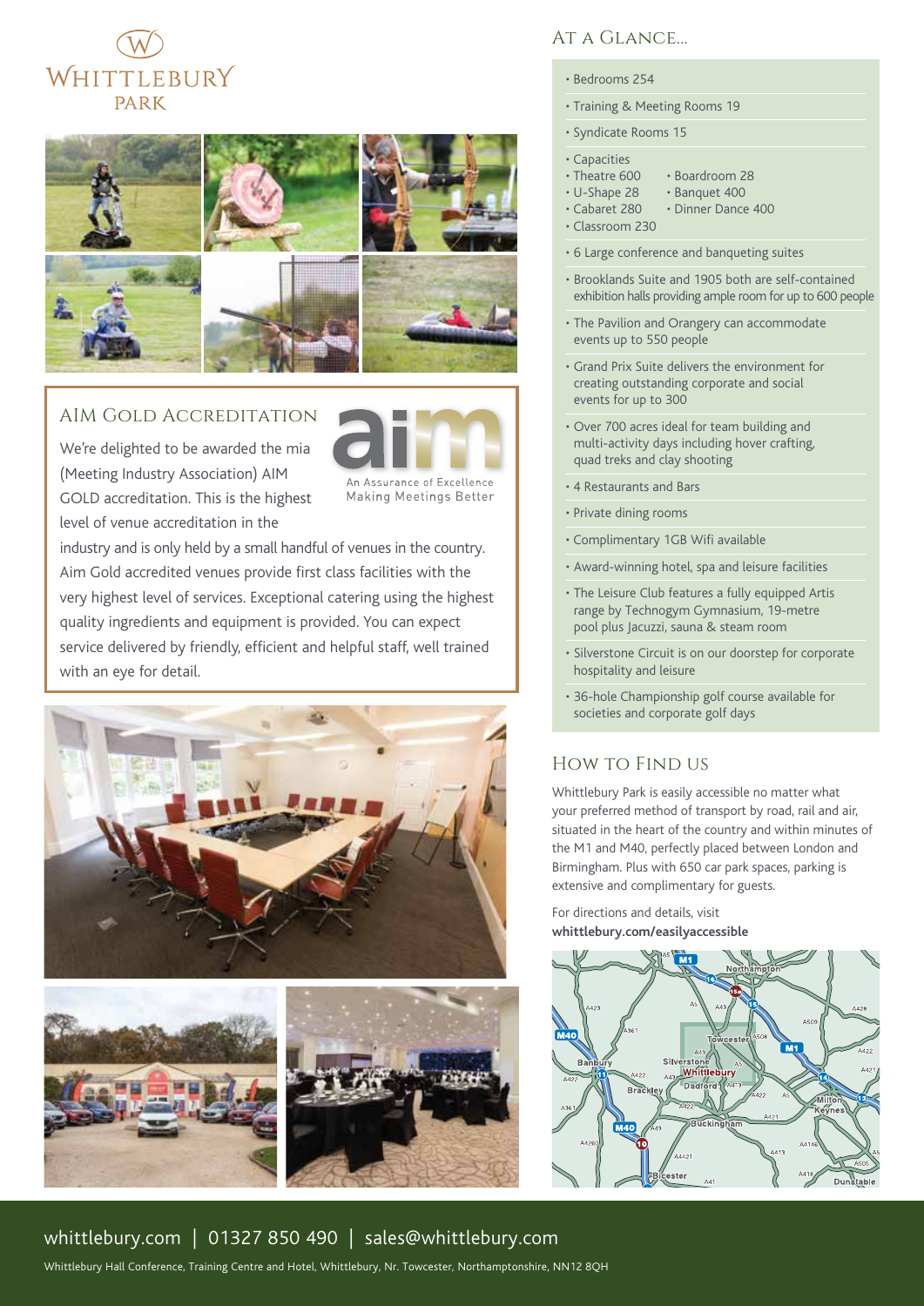WHITTLEBURY PARK

## AIM Gold Accreditation

aim
An Assurance of Excellence
Making Meetings Better

We're delighted to be awarded the mia (Meeting Industry Association) AIM GOLD accreditation. This is the highest level of venue accreditation in the industry and is only held by a small handful of venues in the country. Aim Gold accredited venues provide first class facilities with the very highest level of services. Exceptional catering using the highest quality ingredients and equipment is provided. You can expect service delivered by friendly, efficient and helpful staff, well trained with an eye for detail.

## At a Glance...

- Bedrooms 254
- Training & Meeting Rooms 19
- Syndicate Rooms 15
- Capacities
  - Theatre 600
  - U-Shape 28
  - Cabaret 280
  - Classroom 230
  - Boardroom 28
  - Banquet 400
  - Dinner Dance 400
- 6 Large conference and banqueting suites
- Brooklands Suite and 1905 both are self-contained exhibition halls providing ample room for up to 600 people
- The Pavilion and Orangery can accommodate events up to 550 people
- Grand Prix Suite delivers the environment for creating outstanding corporate and social events for up to 300
- Over 700 acres ideal for team building and multi-activity days including hover crafting, quad treks and clay shooting
- 4 Restaurants and Bars
- Private dining rooms
- Complimentary 1GB Wifi available
- Award-winning hotel, spa and leisure facilities
- The Leisure Club features a fully equipped Artis range by Technogym Gymnasium, 19-metre pool plus Jacuzzi, sauna & steam room
- Silverstone Circuit is on our doorstep for corporate hospitality and leisure
- 36-hole Championship golf course available for societies and corporate golf days

## How to Find Us

Whittlebury Park is easily accessible no matter what your preferred method of transport by road, rail and air, situated in the heart of the country and within minutes of the M1 and M40, perfectly placed between London and Birmingham. Plus with 650 car park spaces, parking is extensive and complimentary for guests.

For directions and details, visit
**whittlebury.com/easilyaccessible**

whittlebury.com | 01327 850 490 | sales@whittlebury.com

Whittlebury Hall Conference, Training Centre and Hotel, Whittlebury, Nr. Towcester, Northamptonshire, NN12 8QH